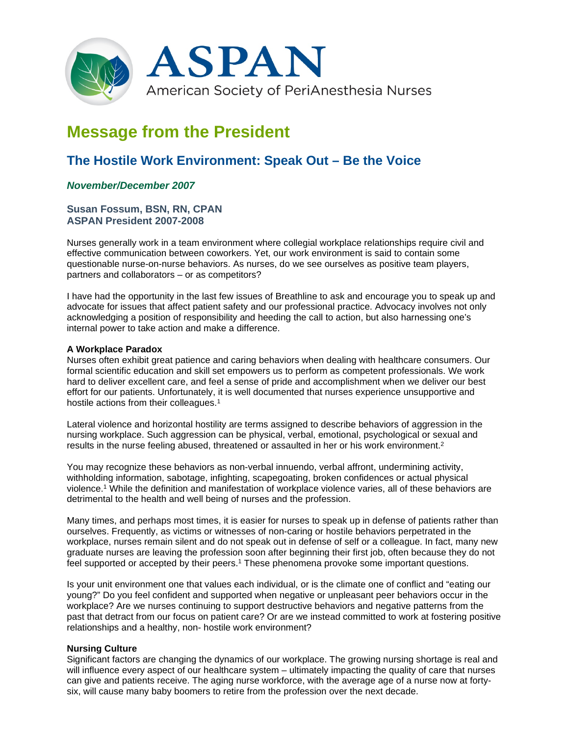# ASPAN

American Society of PeriAnesthesia Nurses

# Message from the President

## The Hostile Work Environment: Speak Out – Be the Voice

***November/December 2007***

**Susan Fossum, BSN, RN, CPAN**
**ASPAN President 2007-2008**

Nurses generally work in a team environment where collegial workplace relationships require civil and effective communication between coworkers. Yet, our work environment is said to contain some questionable nurse-on-nurse behaviors. As nurses, do we see ourselves as positive team players, partners and collaborators – or as competitors?

I have had the opportunity in the last few issues of Breathline to ask and encourage you to speak up and advocate for issues that affect patient safety and our professional practice. Advocacy involves not only acknowledging a position of responsibility and heeding the call to action, but also harnessing one's internal power to take action and make a difference.

**A Workplace Paradox**
Nurses often exhibit great patience and caring behaviors when dealing with healthcare consumers. Our formal scientific education and skill set empowers us to perform as competent professionals. We work hard to deliver excellent care, and feel a sense of pride and accomplishment when we deliver our best effort for our patients. Unfortunately, it is well documented that nurses experience unsupportive and hostile actions from their colleagues.[1]

Lateral violence and horizontal hostility are terms assigned to describe behaviors of aggression in the nursing workplace. Such aggression can be physical, verbal, emotional, psychological or sexual and results in the nurse feeling abused, threatened or assaulted in her or his work environment.[2]

You may recognize these behaviors as non-verbal innuendo, verbal affront, undermining activity, withholding information, sabotage, infighting, scapegoating, broken confidences or actual physical violence.[1] While the definition and manifestation of workplace violence varies, all of these behaviors are detrimental to the health and well being of nurses and the profession.

Many times, and perhaps most times, it is easier for nurses to speak up in defense of patients rather than ourselves. Frequently, as victims or witnesses of non-caring or hostile behaviors perpetrated in the workplace, nurses remain silent and do not speak out in defense of self or a colleague. In fact, many new graduate nurses are leaving the profession soon after beginning their first job, often because they do not feel supported or accepted by their peers.[1] These phenomena provoke some important questions.

Is your unit environment one that values each individual, or is the climate one of conflict and "eating our young?" Do you feel confident and supported when negative or unpleasant peer behaviors occur in the workplace? Are we nurses continuing to support destructive behaviors and negative patterns from the past that detract from our focus on patient care? Or are we instead committed to work at fostering positive relationships and a healthy, non- hostile work environment?

**Nursing Culture**
Significant factors are changing the dynamics of our workplace. The growing nursing shortage is real and will influence every aspect of our healthcare system – ultimately impacting the quality of care that nurses can give and patients receive. The aging nurse workforce, with the average age of a nurse now at forty-six, will cause many baby boomers to retire from the profession over the next decade.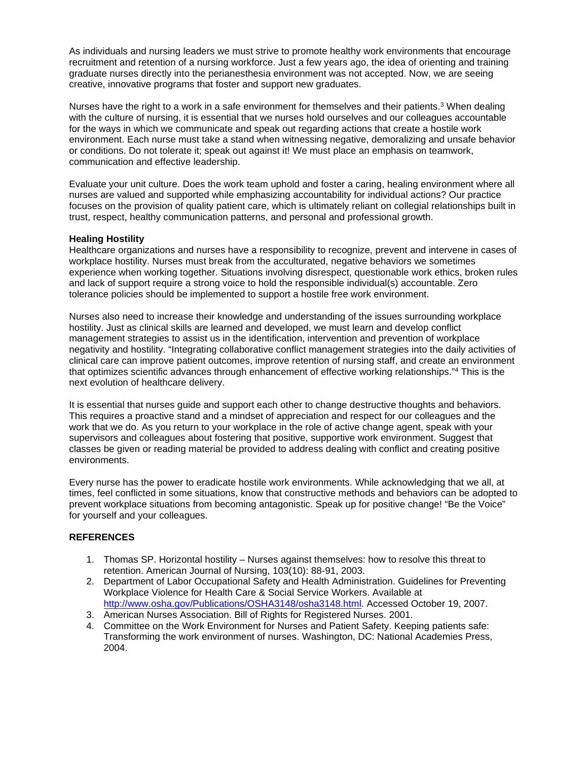As individuals and nursing leaders we must strive to promote healthy work environments that encourage recruitment and retention of a nursing workforce. Just a few years ago, the idea of orienting and training graduate nurses directly into the perianesthesia environment was not accepted. Now, we are seeing creative, innovative programs that foster and support new graduates.

Nurses have the right to a work in a safe environment for themselves and their patients.[3] When dealing with the culture of nursing, it is essential that we nurses hold ourselves and our colleagues accountable for the ways in which we communicate and speak out regarding actions that create a hostile work environment. Each nurse must take a stand when witnessing negative, demoralizing and unsafe behavior or conditions. Do not tolerate it; speak out against it! We must place an emphasis on teamwork, communication and effective leadership.

Evaluate your unit culture. Does the work team uphold and foster a caring, healing environment where all nurses are valued and supported while emphasizing accountability for individual actions? Our practice focuses on the provision of quality patient care, which is ultimately reliant on collegial relationships built in trust, respect, healthy communication patterns, and personal and professional growth.

**Healing Hostility**

Healthcare organizations and nurses have a responsibility to recognize, prevent and intervene in cases of workplace hostility. Nurses must break from the acculturated, negative behaviors we sometimes experience when working together. Situations involving disrespect, questionable work ethics, broken rules and lack of support require a strong voice to hold the responsible individual(s) accountable. Zero tolerance policies should be implemented to support a hostile free work environment.

Nurses also need to increase their knowledge and understanding of the issues surrounding workplace hostility. Just as clinical skills are learned and developed, we must learn and develop conflict management strategies to assist us in the identification, intervention and prevention of workplace negativity and hostility. "Integrating collaborative conflict management strategies into the daily activities of clinical care can improve patient outcomes, improve retention of nursing staff, and create an environment that optimizes scientific advances through enhancement of effective working relationships."[4] This is the next evolution of healthcare delivery.

It is essential that nurses guide and support each other to change destructive thoughts and behaviors. This requires a proactive stand and a mindset of appreciation and respect for our colleagues and the work that we do. As you return to your workplace in the role of active change agent, speak with your supervisors and colleagues about fostering that positive, supportive work environment. Suggest that classes be given or reading material be provided to address dealing with conflict and creating positive environments.

Every nurse has the power to eradicate hostile work environments. While acknowledging that we all, at times, feel conflicted in some situations, know that constructive methods and behaviors can be adopted to prevent workplace situations from becoming antagonistic. Speak up for positive change! "Be the Voice" for yourself and your colleagues.

**REFERENCES**

1. Thomas SP. Horizontal hostility – Nurses against themselves: how to resolve this threat to retention. American Journal of Nursing, 103(10): 88-91, 2003.
2. Department of Labor Occupational Safety and Health Administration. Guidelines for Preventing Workplace Violence for Health Care & Social Service Workers. Available at http://www.osha.gov/Publications/OSHA3148/osha3148.html. Accessed October 19, 2007.
3. American Nurses Association. Bill of Rights for Registered Nurses. 2001.
4. Committee on the Work Environment for Nurses and Patient Safety. Keeping patients safe: Transforming the work environment of nurses. Washington, DC: National Academies Press, 2004.